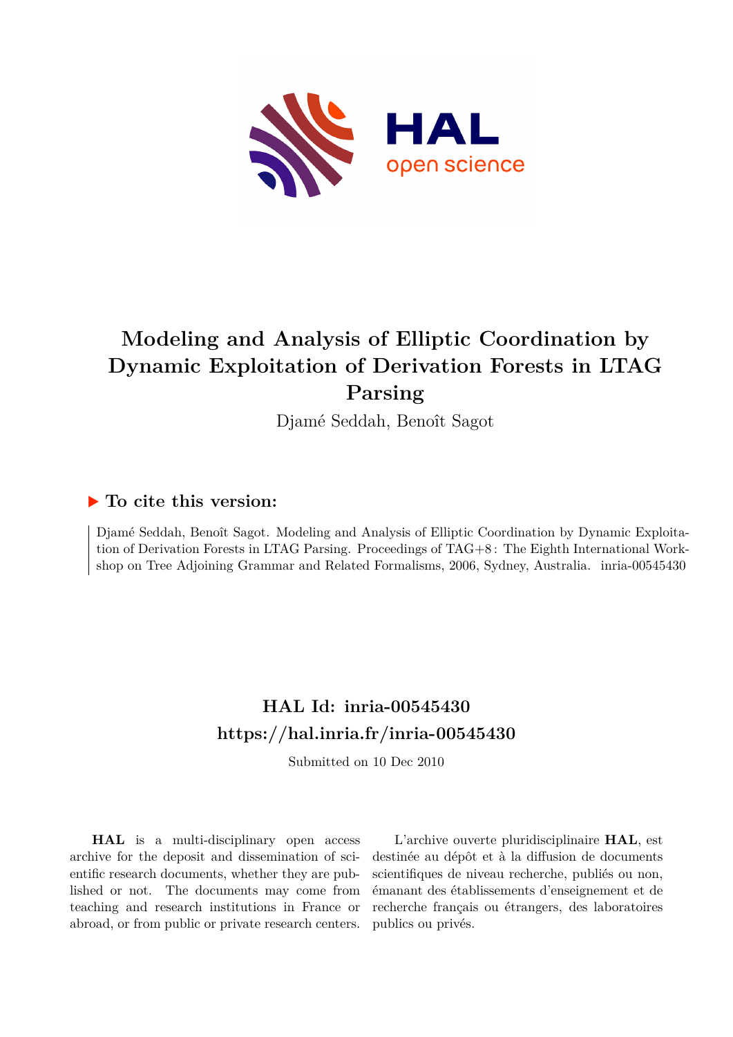# Modeling and Analysis of Elliptic Coordination by Dynamic Exploitation of Derivation Forests in LTAG Parsing

Djamé Seddah, Benoît Sagot

## ▶ To cite this version:

Djamé Seddah, Benoît Sagot. Modeling and Analysis of Elliptic Coordination by Dynamic Exploitation of Derivation Forests in LTAG Parsing. Proceedings of TAG+8 : The Eighth International Workshop on Tree Adjoining Grammar and Related Formalisms, 2006, Sydney, Australia. inria-00545430

## HAL Id: inria-00545430
## https://hal.inria.fr/inria-00545430

Submitted on 10 Dec 2010

**HAL** is a multi-disciplinary open access archive for the deposit and dissemination of scientific research documents, whether they are published or not. The documents may come from teaching and research institutions in France or abroad, or from public or private research centers.

L'archive ouverte pluridisciplinaire **HAL**, est destinée au dépôt et à la diffusion de documents scientifiques de niveau recherche, publiés ou non, émanant des établissements d'enseignement et de recherche français ou étrangers, des laboratoires publics ou privés.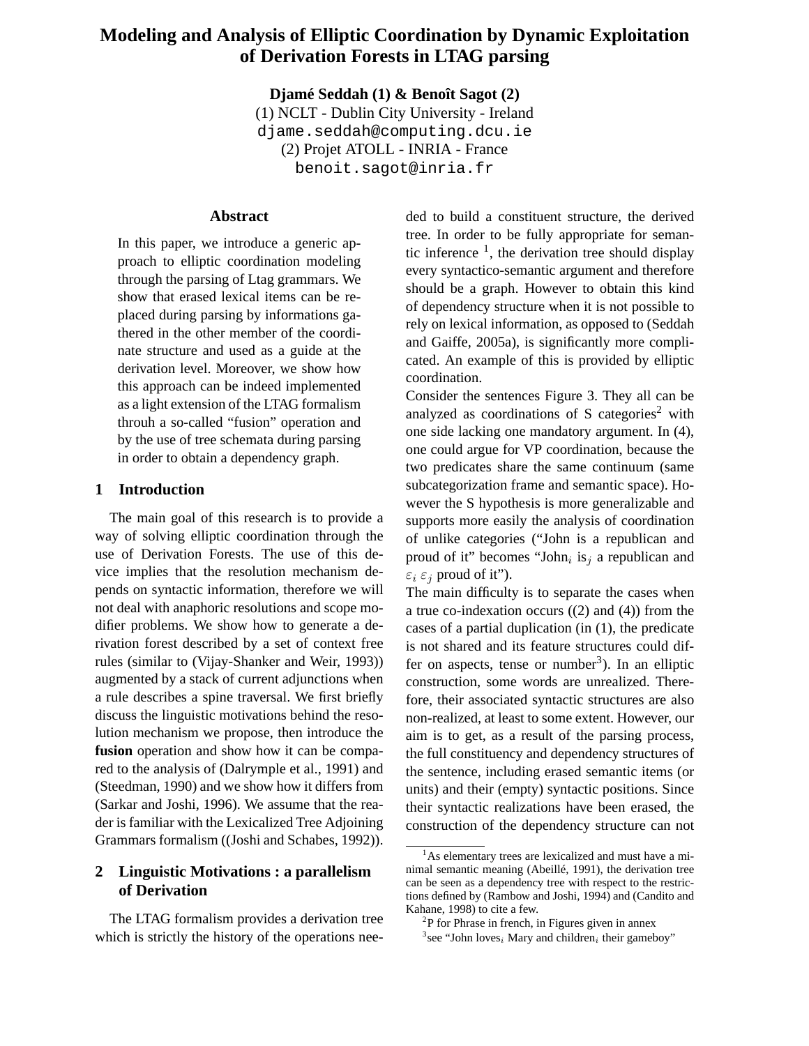# Modeling and Analysis of Elliptic Coordination by Dynamic Exploitation of Derivation Forests in LTAG parsing

**Djamé Seddah (1) & Benoît Sagot (2)**
(1) NCLT - Dublin City University - Ireland
djame.seddah@computing.dcu.ie
(2) Projet ATOLL - INRIA - France
benoit.sagot@inria.fr

### Abstract

In this paper, we introduce a generic approach to elliptic coordination modeling through the parsing of Ltag grammars. We show that erased lexical items can be replaced during parsing by informations gathered in the other member of the coordinate structure and used as a guide at the derivation level. Moreover, we show how this approach can be indeed implemented as a light extension of the LTAG formalism throuh a so-called "fusion" operation and by the use of tree schemata during parsing in order to obtain a dependency graph.

## 1 Introduction

The main goal of this research is to provide a way of solving elliptic coordination through the use of Derivation Forests. The use of this device implies that the resolution mechanism depends on syntactic information, therefore we will not deal with anaphoric resolutions and scope modifier problems. We show how to generate a derivation forest described by a set of context free rules (similar to (Vijay-Shanker and Weir, 1993)) augmented by a stack of current adjunctions when a rule describes a spine traversal. We first briefly discuss the linguistic motivations behind the resolution mechanism we propose, then introduce the **fusion** operation and show how it can be compared to the analysis of (Dalrymple et al., 1991) and (Steedman, 1990) and we show how it differs from (Sarkar and Joshi, 1996). We assume that the reader is familiar with the Lexicalized Tree Adjoining Grammars formalism ((Joshi and Schabes, 1992)).

## 2 Linguistic Motivations : a parallelism of Derivation

The LTAG formalism provides a derivation tree which is strictly the history of the operations needed to build a constituent structure, the derived tree. In order to be fully appropriate for semantic inference [1], the derivation tree should display every syntactico-semantic argument and therefore should be a graph. However to obtain this kind of dependency structure when it is not possible to rely on lexical information, as opposed to (Seddah and Gaiffe, 2005a), is significantly more complicated. An example of this is provided by elliptic coordination.

Consider the sentences Figure 3. They all can be analyzed as coordinations of S categories[2] with one side lacking one mandatory argument. In (4), one could argue for VP coordination, because the two predicates share the same continuum (same subcategorization frame and semantic space). However the S hypothesis is more generalizable and supports more easily the analysis of coordination of unlike categories ("John is a republican and proud of it" becomes "John$_i$ is$_j$ a republican and $\varepsilon_i$ $\varepsilon_j$ proud of it").

The main difficulty is to separate the cases when a true co-indexation occurs ((2) and (4)) from the cases of a partial duplication (in (1), the predicate is not shared and its feature structures could differ on aspects, tense or number[3]). In an elliptic construction, some words are unrealized. Therefore, their associated syntactic structures are also non-realized, at least to some extent. However, our aim is to get, as a result of the parsing process, the full constituency and dependency structures of the sentence, including erased semantic items (or units) and their (empty) syntactic positions. Since their syntactic realizations have been erased, the construction of the dependency structure can not

---

[1] As elementary trees are lexicalized and must have a minimal semantic meaning (Abeillé, 1991), the derivation tree can be seen as a dependency tree with respect to the restrictions defined by (Rambow and Joshi, 1994) and (Candito and Kahane, 1998) to cite a few.

[2] P for Phrase in french, in Figures given in annex

[3] see "John loves$_i$ Mary and children$_i$ their gameboy"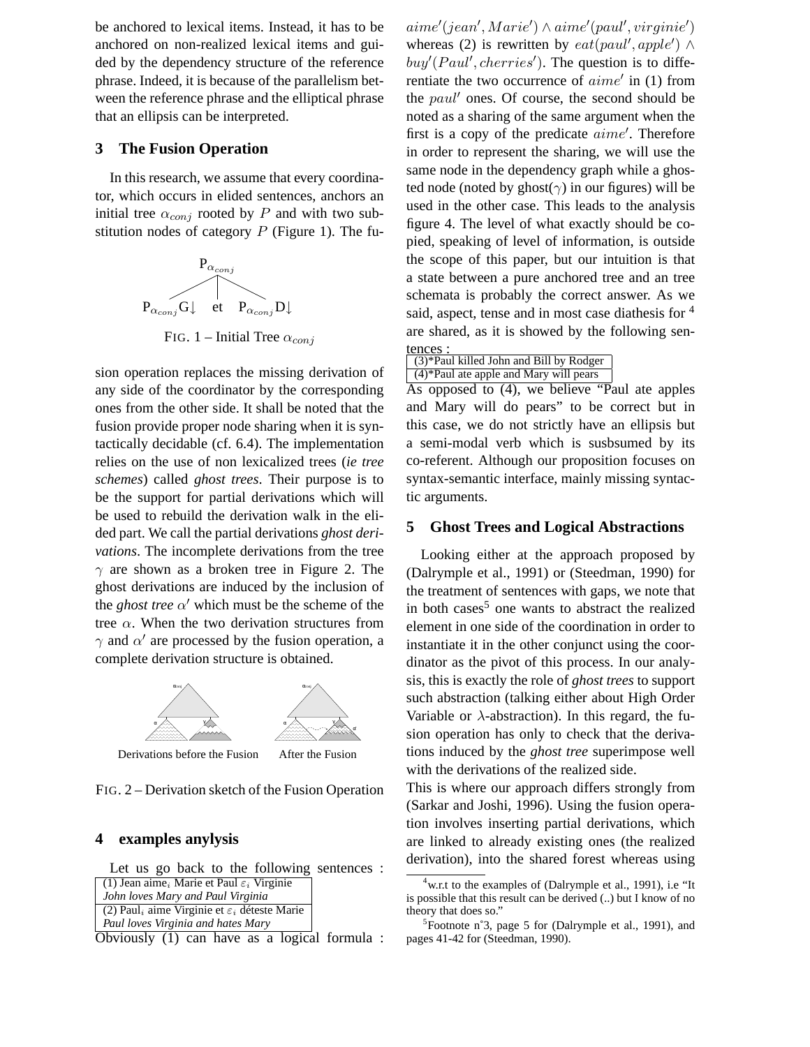be anchored to lexical items. Instead, it has to be anchored on non-realized lexical items and guided by the dependency structure of the reference phrase. Indeed, it is because of the parallelism between the reference phrase and the elliptical phrase that an ellipsis can be interpreted.

## 3 The Fusion Operation

In this research, we assume that every coordinator, which occurs in elided sentences, anchors an initial tree $\alpha_{conj}$ rooted by $P$ and with two substitution nodes of category $P$ (Figure 1). The fusion operation replaces the missing derivation of any side of the coordinator by the corresponding ones from the other side. It shall be noted that the fusion provide proper node sharing when it is syntactically decidable (cf. 6.4). The implementation relies on the use of non lexicalized trees (*ie tree schemes*) called *ghost trees*. Their purpose is to be the support for partial derivations which will be used to rebuild the derivation walk in the elided part. We call the partial derivations *ghost derivations*. The incomplete derivations from the tree $\gamma$ are shown as a broken tree in Figure 2. The ghost derivations are induced by the inclusion of the *ghost tree* $\alpha'$ which must be the scheme of the tree $\alpha$. When the two derivation structures from $\gamma$ and $\alpha'$ are processed by the fusion operation, a complete derivation structure is obtained.

$P_{\alpha_{conj}}$ → $P_{\alpha_{conj}}G\downarrow$ et $P_{\alpha_{conj}}D\downarrow$

FIG. 1 – Initial Tree $\alpha_{conj}$

Derivations before the Fusion — After the Fusion

FIG. 2 – Derivation sketch of the Fusion Operation

## 4 examples anylysis

Let us go back to the following sentences :

| (1) Jean aime$_i$ Marie et Paul $\varepsilon_i$ Virginie |
|---|
| *John loves Mary and Paul Virginia* |
| (2) Paul$_i$ aime Virginie et $\varepsilon_i$ déteste Marie |
| *Paul loves Virginia and hates Mary* |

Obviously (1) can have as a logical formula : $aime'(jean', Marie') \wedge aime'(paul', virginie')$ whereas (2) is rewritten by $eat(paul', apple') \wedge buy'(Paul', cherries')$. The question is to differentiate the two occurrence of $aime'$ in (1) from the $paul'$ ones. Of course, the second should be noted as a sharing of the same argument when the first is a copy of the predicate $aime'$. Therefore in order to represent the sharing, we will use the same node in the dependency graph while a ghosted node (noted by ghost($\gamma$) in our figures) will be used in the other case. This leads to the analysis figure 4. The level of what exactly should be copied, speaking of level of information, is outside the scope of this paper, but our intuition is that a state between a pure anchored tree and an tree schemata is probably the correct answer. As we said, aspect, tense and in most case diathesis for [4] are shared, as it is showed by the following sentences :

| (3)*Paul killed John and Bill by Rodger |
|---|
| (4)*Paul ate apple and Mary will pears |

As opposed to (4), we believe "Paul ate apples and Mary will do pears" to be correct but in this case, we do not strictly have an ellipsis but a semi-modal verb which is susbsumed by its co-referent. Although our proposition focuses on syntax-semantic interface, mainly missing syntactic arguments.

## 5 Ghost Trees and Logical Abstractions

Looking either at the approach proposed by (Dalrymple et al., 1991) or (Steedman, 1990) for the treatment of sentences with gaps, we note that in both cases[5] one wants to abstract the realized element in one side of the coordination in order to instantiate it in the other conjunct using the coordinator as the pivot of this process. In our analysis, this is exactly the role of *ghost trees* to support such abstraction (talking either about High Order Variable or $\lambda$-abstraction). In this regard, the fusion operation has only to check that the derivations induced by the *ghost tree* superimpose well with the derivations of the realized side.

This is where our approach differs strongly from (Sarkar and Joshi, 1996). Using the fusion operation involves inserting partial derivations, which are linked to already existing ones (the realized derivation), into the shared forest whereas using

[4] w.r.t to the examples of (Dalrymple et al., 1991), i.e "It is possible that this result can be derived (..) but I know of no theory that does so."

[5] Footnote n°3, page 5 for (Dalrymple et al., 1991), and pages 41-42 for (Steedman, 1990).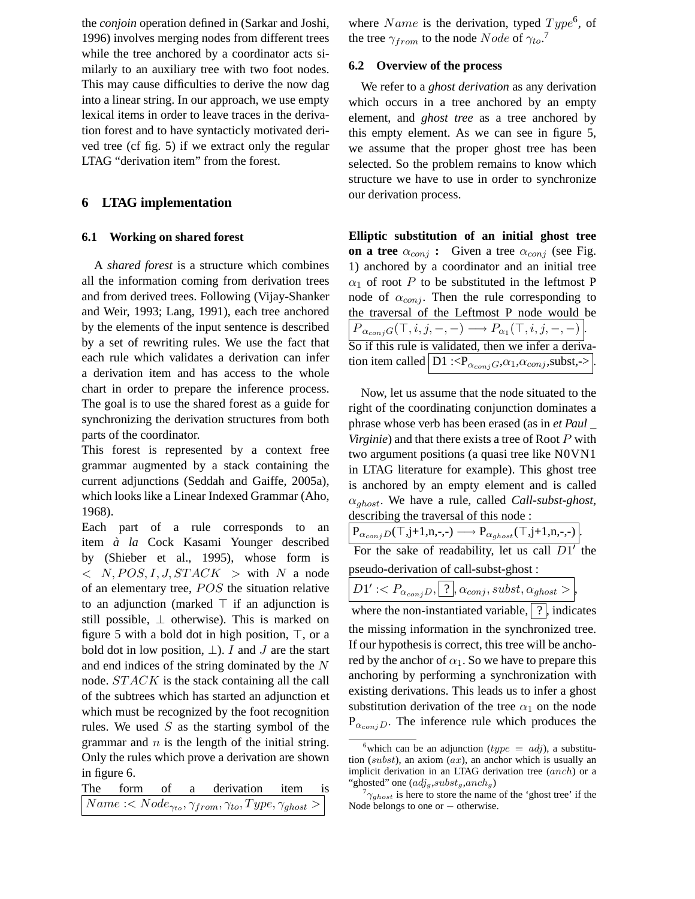the *conjoin* operation defined in (Sarkar and Joshi, 1996) involves merging nodes from different trees while the tree anchored by a coordinator acts similarly to an auxiliary tree with two foot nodes. This may cause difficulties to derive the now dag into a linear string. In our approach, we use empty lexical items in order to leave traces in the derivation forest and to have syntacticly motivated derived tree (cf fig. 5) if we extract only the regular LTAG "derivation item" from the forest.

## 6 LTAG implementation

### 6.1 Working on shared forest

A *shared forest* is a structure which combines all the information coming from derivation trees and from derived trees. Following (Vijay-Shanker and Weir, 1993; Lang, 1991), each tree anchored by the elements of the input sentence is described by a set of rewriting rules. We use the fact that each rule which validates a derivation can infer a derivation item and has access to the whole chart in order to prepare the inference process. The goal is to use the shared forest as a guide for synchronizing the derivation structures from both parts of the coordinator.

This forest is represented by a context free grammar augmented by a stack containing the current adjunctions (Seddah and Gaiffe, 2005a), which looks like a Linear Indexed Grammar (Aho, 1968).

Each part of a rule corresponds to an item *à la* Cock Kasami Younger described by (Shieber et al., 1995), whose form is $< N, POS, I, J, STACK >$ with $N$ a node of an elementary tree, $POS$ the situation relative to an adjunction (marked $\top$ if an adjunction is still possible, $\bot$ otherwise). This is marked on figure 5 with a bold dot in high position, $\top$, or a bold dot in low position, $\bot$). $I$ and $J$ are the start and end indices of the string dominated by the $N$ node. $STACK$ is the stack containing all the call of the subtrees which has started an adjunction et which must be recognized by the foot recognition rules. We used $S$ as the starting symbol of the grammar and $n$ is the length of the initial string. Only the rules which prove a derivation are shown in figure 6.

The form of a derivation item is $Name :< Node_{\gamma_{to}}, \gamma_{from}, \gamma_{to}, Type, \gamma_{ghost} >$ where $Name$ is the derivation, typed $Type$[6], of the tree $\gamma_{from}$ to the node $Node$ of $\gamma_{to}$.[7]

### 6.2 Overview of the process

We refer to a *ghost derivation* as any derivation which occurs in a tree anchored by an empty element, and *ghost tree* as a tree anchored by this empty element. As we can see in figure 5, we assume that the proper ghost tree has been selected. So the problem remains to know which structure we have to use in order to synchronize our derivation process.

**Elliptic substitution of an initial ghost tree on a tree $\alpha_{conj}$ :** Given a tree $\alpha_{conj}$ (see Fig. 1) anchored by a coordinator and an initial tree $\alpha_1$ of root $P$ to be substituted in the leftmost P node of $\alpha_{conj}$. Then the rule corresponding to the traversal of the Leftmost P node would be $P_{\alpha_{conj}G}(\top, i, j, -, -) \longrightarrow P_{\alpha_1}(\top, i, j, -, -)$. So if this rule is validated, then we infer a derivation item called D1 :<$P_{\alpha_{conj}G}$,$\alpha_1$,$\alpha_{conj}$,subst,->.

Now, let us assume that the node situated to the right of the coordinating conjunction dominates a phrase whose verb has been erased (as in *et Paul _ Virginie*) and that there exists a tree of Root $P$ with two argument positions (a quasi tree like N0VN1 in LTAG literature for example). This ghost tree is anchored by an empty element and is called $\alpha_{ghost}$. We have a rule, called *Call-subst-ghost*, describing the traversal of this node :

$P_{\alpha_{conj}D}$($\top$,j+1,n,-,-) $\longrightarrow$ $P_{\alpha_{ghost}}$($\top$,j+1,n,-,-).

For the sake of readability, let us call $D1'$ the pseudo-derivation of call-subst-ghost :

$D1' :< P_{\alpha_{conj}D}, \boxed{?}, \alpha_{conj}, subst, \alpha_{ghost} >$,

where the non-instantiated variable, $\boxed{?}$, indicates the missing information in the synchronized tree. If our hypothesis is correct, this tree will be anchored by the anchor of $\alpha_1$. So we have to prepare this anchoring by performing a synchronization with existing derivations. This leads us to infer a ghost substitution derivation of the tree $\alpha_1$ on the node $P_{\alpha_{conj}D}$. The inference rule which produces the

[6] which can be an adjunction ($type = adj$), a substitution ($subst$), an axiom ($ax$), an anchor which is usually an implicit derivation in an LTAG derivation tree ($anch$) or a "ghosted" one ($adj_g$,$subst_g$,$anch_g$)

[7] $\gamma_{ghost}$ is here to store the name of the 'ghost tree' if the Node belongs to one or $-$ otherwise.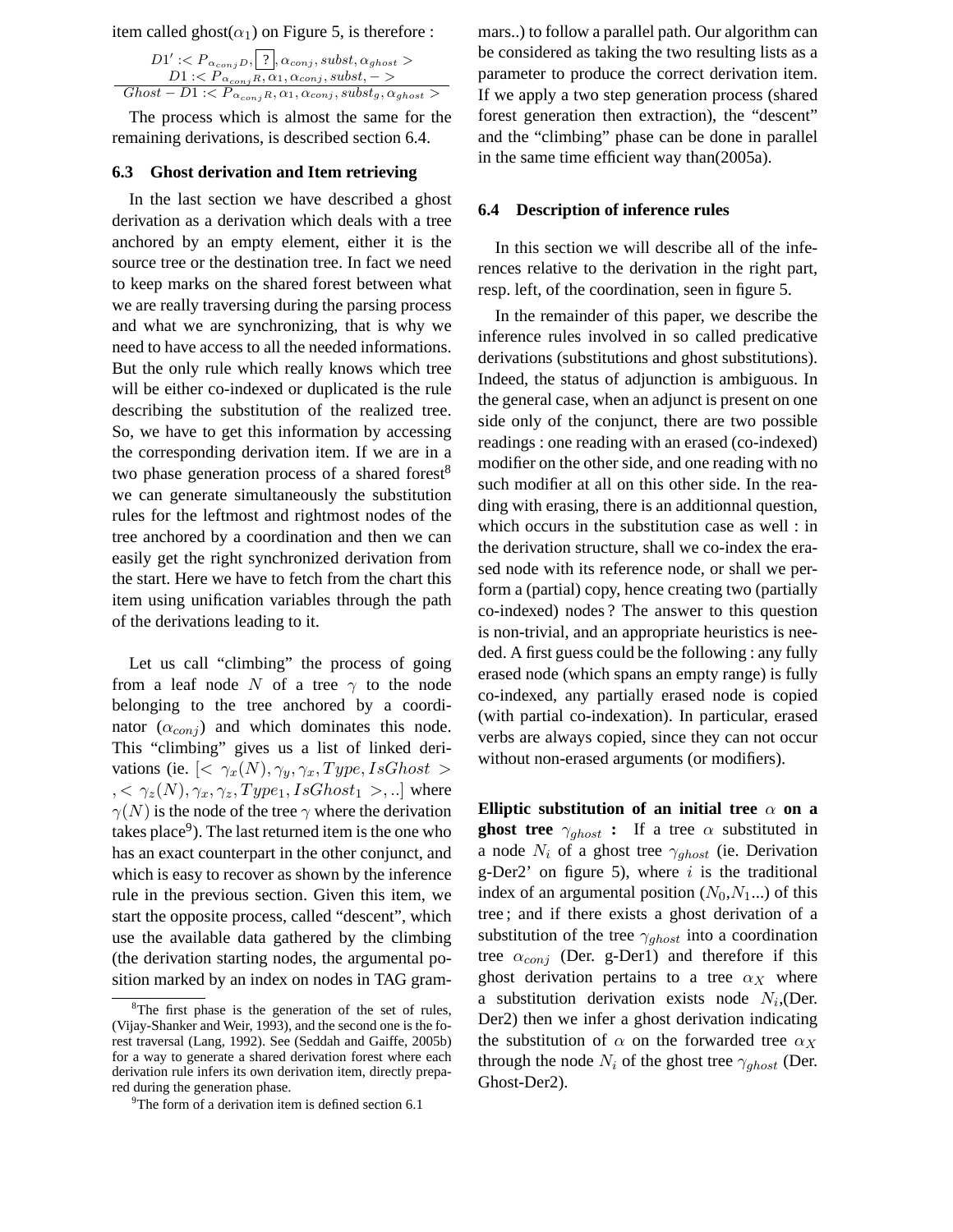item called ghost($\alpha_1$) on Figure 5, is therefore :

$$\frac{\begin{array}{c} D1' :< P_{\alpha_{conj}D}, \boxed{?}, \alpha_{conj}, subst, \alpha_{ghost} > \\ D1 :< P_{\alpha_{conj}R}, \alpha_1, \alpha_{conj}, subst, - > \end{array}}{Ghost - D1 :< P_{\alpha_{conj}R}, \alpha_1, \alpha_{conj}, subst_g, \alpha_{ghost} >}$$

The process which is almost the same for the remaining derivations, is described section 6.4.

### 6.3 Ghost derivation and Item retrieving

In the last section we have described a ghost derivation as a derivation which deals with a tree anchored by an empty element, either it is the source tree or the destination tree. In fact we need to keep marks on the shared forest between what we are really traversing during the parsing process and what we are synchronizing, that is why we need to have access to all the needed informations. But the only rule which really knows which tree will be either co-indexed or duplicated is the rule describing the substitution of the realized tree. So, we have to get this information by accessing the corresponding derivation item. If we are in a two phase generation process of a shared forest[8] we can generate simultaneously the substitution rules for the leftmost and rightmost nodes of the tree anchored by a coordination and then we can easily get the right synchronized derivation from the start. Here we have to fetch from the chart this item using unification variables through the path of the derivations leading to it.

Let us call "climbing" the process of going from a leaf node $N$ of a tree $\gamma$ to the node belonging to the tree anchored by a coordinator ($\alpha_{conj}$) and which dominates this node. This "climbing" gives us a list of linked derivations (ie. $[< \gamma_x(N), \gamma_y, \gamma_x, Type, IsGhost >, < \gamma_z(N), \gamma_x, \gamma_z, Type_1, IsGhost_1 >, ..]$ where $\gamma(N)$ is the node of the tree $\gamma$ where the derivation takes place[9]). The last returned item is the one who has an exact counterpart in the other conjunct, and which is easy to recover as shown by the inference rule in the previous section. Given this item, we start the opposite process, called "descent", which use the available data gathered by the climbing (the derivation starting nodes, the argumental position marked by an index on nodes in TAG grammars..) to follow a parallel path. Our algorithm can be considered as taking the two resulting lists as a parameter to produce the correct derivation item. If we apply a two step generation process (shared forest generation then extraction), the "descent" and the "climbing" phase can be done in parallel in the same time efficient way than(2005a).

[8]The first phase is the generation of the set of rules, (Vijay-Shanker and Weir, 1993), and the second one is the forest traversal (Lang, 1992). See (Seddah and Gaiffe, 2005b) for a way to generate a shared derivation forest where each derivation rule infers its own derivation item, directly prepared during the generation phase.

[9]The form of a derivation item is defined section 6.1

### 6.4 Description of inference rules

In this section we will describe all of the inferences relative to the derivation in the right part, resp. left, of the coordination, seen in figure 5.

In the remainder of this paper, we describe the inference rules involved in so called predicative derivations (substitutions and ghost substitutions). Indeed, the status of adjunction is ambiguous. In the general case, when an adjunct is present on one side only of the conjunct, there are two possible readings : one reading with an erased (co-indexed) modifier on the other side, and one reading with no such modifier at all on this other side. In the reading with erasing, there is an additionnal question, which occurs in the substitution case as well : in the derivation structure, shall we co-index the erased node with its reference node, or shall we perform a (partial) copy, hence creating two (partially co-indexed) nodes ? The answer to this question is non-trivial, and an appropriate heuristics is needed. A first guess could be the following : any fully erased node (which spans an empty range) is fully co-indexed, any partially erased node is copied (with partial co-indexation). In particular, erased verbs are always copied, since they can not occur without non-erased arguments (or modifiers).

**Elliptic substitution of an initial tree $\alpha$ on a ghost tree $\gamma_{ghost}$ :** If a tree $\alpha$ substituted in a node $N_i$ of a ghost tree $\gamma_{ghost}$ (ie. Derivation g-Der2' on figure 5), where $i$ is the traditional index of an argumental position ($N_0$,$N_1$...) of this tree ; and if there exists a ghost derivation of a substitution of the tree $\gamma_{ghost}$ into a coordination tree $\alpha_{conj}$ (Der. g-Der1) and therefore if this ghost derivation pertains to a tree $\alpha_X$ where a substitution derivation exists node $N_i$,(Der. Der2) then we infer a ghost derivation indicating the substitution of $\alpha$ on the forwarded tree $\alpha_X$ through the node $N_i$ of the ghost tree $\gamma_{ghost}$ (Der. Ghost-Der2).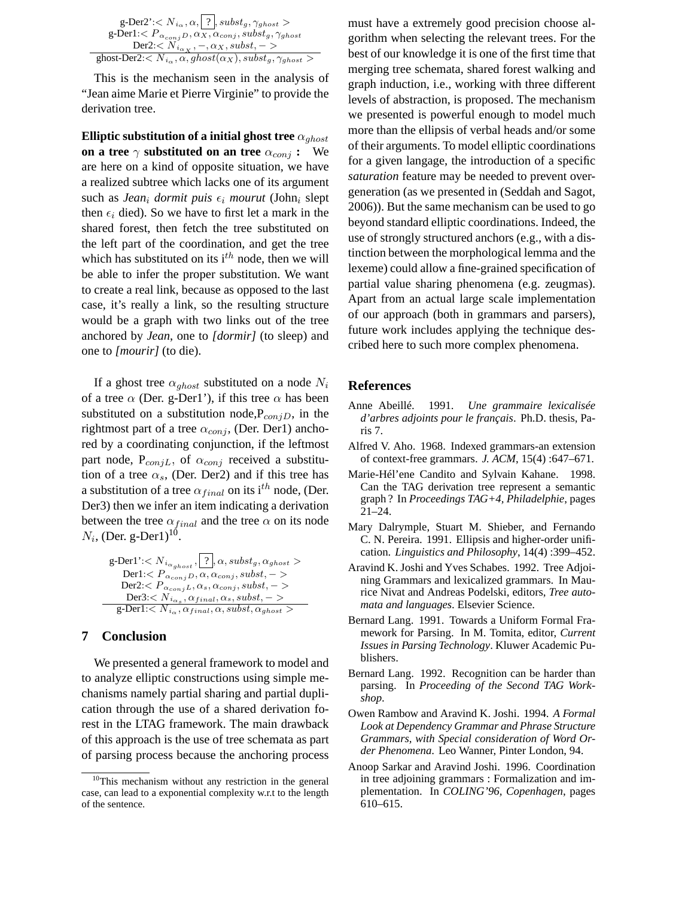$$
\frac{
\begin{array}{c}
\text{g-Der2'}: < N_{i_\alpha}, \alpha, \boxed{?}, subst_g, \gamma_{ghost} > \\
\text{g-Der1}: < P_{\alpha_{conj} D}, \alpha_X, \alpha_{conj}, subst_g, \gamma_{ghost} \\
\text{Der2}: < N_{i_{\alpha_X}}, -, \alpha_X, subst, - >
\end{array}
}{
\text{ghost-Der2}: < N_{i_\alpha}, \alpha, ghost(\alpha_X), subst_g, \gamma_{ghost} >
}
$$

This is the mechanism seen in the analysis of "Jean aime Marie et Pierre Virginie" to provide the derivation tree.

**Elliptic substitution of a initial ghost tree $\alpha_{ghost}$ on a tree $\gamma$ substituted on an tree $\alpha_{conj}$ :** We are here on a kind of opposite situation, we have a realized subtree which lacks one of its argument such as *Jean$_i$ dormit puis $\epsilon_i$ mourut* (John$_i$ slept then $\epsilon_i$ died). So we have to first let a mark in the shared forest, then fetch the tree substituted on the left part of the coordination, and get the tree which has substituted on its i$^{th}$ node, then we will be able to infer the proper substitution. We want to create a real link, because as opposed to the last case, it's really a link, so the resulting structure would be a graph with two links out of the tree anchored by *Jean*, one to *[dormir]* (to sleep) and one to *[mourir]* (to die).

If a ghost tree $\alpha_{ghost}$ substituted on a node $N_i$ of a tree $\alpha$ (Der. g-Der1'), if this tree $\alpha$ has been substituted on a substitution node,P$_{conjD}$, in the rightmost part of a tree $\alpha_{conj}$, (Der. Der1) anchored by a coordinating conjunction, if the leftmost part node, P$_{conjL}$, of $\alpha_{conj}$ received a substitution of a tree $\alpha_s$, (Der. Der2) and if this tree has a substitution of a tree $\alpha_{final}$ on its i$^{th}$ node, (Der. Der3) then we infer an item indicating a derivation between the tree $\alpha_{final}$ and the tree $\alpha$ on its node $N_i$, (Der. g-Der1)[10].

$$
\frac{
\begin{array}{c}
\text{g-Der1'}: < N_{i_{\alpha_{ghost}}}, \boxed{?}, \alpha, subst_g, \alpha_{ghost} > \\
\text{Der1}: < P_{\alpha_{conj} D}, \alpha, \alpha_{conj}, subst, - > \\
\text{Der2}: < P_{\alpha_{conj} L}, \alpha_s, \alpha_{conj}, subst, - > \\
\text{Der3}: < N_{i_{\alpha_s}}, \alpha_{final}, \alpha_s, subst, - >
\end{array}
}{
\text{g-Der1}: < N_{i_\alpha}, \alpha_{final}, \alpha, subst, \alpha_{ghost} >
}
$$

## 7 Conclusion

We presented a general framework to model and to analyze elliptic constructions using simple mechanisms namely partial sharing and partial duplication through the use of a shared derivation forest in the LTAG framework. The main drawback of this approach is the use of tree schemata as part of parsing process because the anchoring process must have a extremely good precision choose algorithm when selecting the relevant trees. For the best of our knowledge it is one of the first time that merging tree schemata, shared forest walking and graph induction, i.e., working with three different levels of abstraction, is proposed. The mechanism we presented is powerful enough to model much more than the ellipsis of verbal heads and/or some of their arguments. To model elliptic coordinations for a given langage, the introduction of a specific *saturation* feature may be needed to prevent overgeneration (as we presented in (Seddah and Sagot, 2006)). But the same mechanism can be used to go beyond standard elliptic coordinations. Indeed, the use of strongly structured anchors (e.g., with a distinction between the morphological lemma and the lexeme) could allow a fine-grained specification of partial value sharing phenomena (e.g. zeugmas). Apart from an actual large scale implementation of our approach (both in grammars and parsers), future work includes applying the technique described here to such more complex phenomena.

[10] This mechanism without any restriction in the general case, can lead to a exponential complexity w.r.t the length of the sentence.

## References

Anne Abeillé. 1991. *Une grammaire lexicalisée d'arbres adjoints pour le français*. Ph.D. thesis, Paris 7.

Alfred V. Aho. 1968. Indexed grammars-an extension of context-free grammars. *J. ACM*, 15(4) :647–671.

Marie-Hél'ene Candito and Sylvain Kahane. 1998. Can the TAG derivation tree represent a semantic graph ? In *Proceedings TAG+4, Philadelphie*, pages 21–24.

Mary Dalrymple, Stuart M. Shieber, and Fernando C. N. Pereira. 1991. Ellipsis and higher-order unification. *Linguistics and Philosophy*, 14(4) :399–452.

Aravind K. Joshi and Yves Schabes. 1992. Tree Adjoining Grammars and lexicalized grammars. In Maurice Nivat and Andreas Podelski, editors, *Tree automata and languages*. Elsevier Science.

Bernard Lang. 1991. Towards a Uniform Formal Framework for Parsing. In M. Tomita, editor, *Current Issues in Parsing Technology*. Kluwer Academic Publishers.

Bernard Lang. 1992. Recognition can be harder than parsing. In *Proceeding of the Second TAG Workshop*.

Owen Rambow and Aravind K. Joshi. 1994. *A Formal Look at Dependency Grammar and Phrase Structure Grammars, with Special consideration of Word Order Phenomena*. Leo Wanner, Pinter London, 94.

Anoop Sarkar and Aravind Joshi. 1996. Coordination in tree adjoining grammars : Formalization and implementation. In *COLING'96, Copenhagen*, pages 610–615.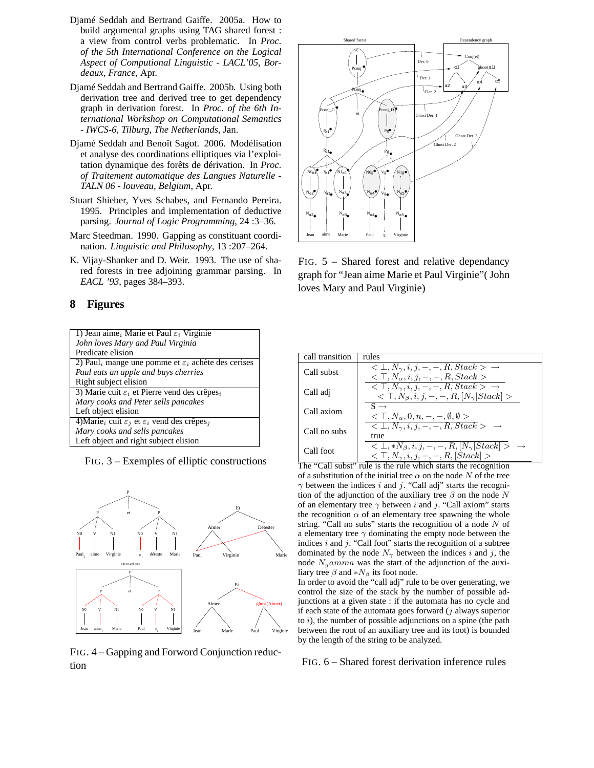Djamé Seddah and Bertrand Gaiffe. 2005a. How to build argumental graphs using TAG shared forest : a view from control verbs problematic. In *Proc. of the 5th International Conference on the Logical Aspect of Computional Linguistic - LACL'05, Bordeaux, France*, Apr.

Djamé Seddah and Bertrand Gaiffe. 2005b. Using both derivation tree and derived tree to get dependency graph in derivation forest. In *Proc. of the 6th International Workshop on Computational Semantics - IWCS-6, Tilburg, The Netherlands*, Jan.

Djamé Seddah and Benoît Sagot. 2006. Modélisation et analyse des coordinations elliptiques via l'exploitation dynamique des forêts de dérivation. In *Proc. of Traitement automatique des Langues Naturelle - TALN 06 - louveau, Belgium*, Apr.

Stuart Shieber, Yves Schabes, and Fernando Pereira. 1995. Principles and implementation of deductive parsing. *Journal of Logic Programming*, 24 :3–36.

Marc Steedman. 1990. Gapping as constituant coordination. *Linguistic and Philosophy*, 13 :207–264.

K. Vijay-Shanker and D. Weir. 1993. The use of shared forests in tree adjoining grammar parsing. In *EACL '93*, pages 384–393.

## 8 Figures

| |
|---|
| 1) Jean aime$_i$ Marie et Paul $\varepsilon_i$ Virginie<br>*John loves Mary and Paul Virginia*<br>Predicate elision |
| 2) Paul$_i$ mange une pomme et $\varepsilon_i$ achète des cerises<br>*Paul eats an apple and buys cherries*<br>Right subject elision |
| 3) Marie cuit $\varepsilon_i$ et Pierre vend des crêpes$_i$<br>*Mary cooks and Peter sells pancakes*<br>Left object elision |
| 4)Marie$_i$ cuit $\varepsilon_j$ et $\varepsilon_i$ vend des crêpes$_j$<br>*Mary cooks and sells pancakes*<br>Left object and right subject elision |

FIG. 3 – Exemples of elliptic constructions

FIG. 4 – Gapping and Forword Conjunction reduction

FIG. 5 – Shared forest and relative dependancy graph for "Jean aime Marie et Paul Virginie"( John loves Mary and Paul Virginie)

| call transition | rules |
|---|---|
| Call subst | $\dfrac{<\bot, N_\gamma, i, j, -, -, R, Stack> \;\rightarrow}{<\top, N_\alpha, i, j, -, -, R, Stack>}$ |
| Call adj | $\dfrac{<\top, N_\gamma, i, j, -, -, R, Stack> \;\rightarrow}{<\top, N_\beta, i, j, -, -, R, [N_\gamma \vert Stack]>}$ |
| Call axiom | $\dfrac{S \rightarrow}{<\top, N_\alpha, 0, n, -, -, \emptyset, \emptyset>}$ |
| Call no subs | $\dfrac{<\bot, N_\gamma, i, j, -, -, R, Stack> \;\rightarrow}{\text{true}}$ |
| Call foot | $\dfrac{<\bot, *N_\beta, i, j, -, -, R, [N_\gamma \vert Stack]> \;\rightarrow}{<\top, N_\gamma, i, j, -, -, R, [Stack]>}$ |

The "Call subst" rule is the rule which starts the recognition of a substitution of the initial tree $\alpha$ on the node $N$ of the tree $\gamma$ between the indices $i$ and $j$. "Call adj" starts the recognition of the adjunction of the auxiliary tree $\beta$ on the node $N$ of an elementary tree $\gamma$ between $i$ and $j$. "Call axiom" starts the recognition $\alpha$ of an elementary tree spawning the whole string. "Call no subs" starts the recognition of a node $N$ of a elementary tree $\gamma$ dominating the empty node between the indices $i$ and $j$. "Call foot" starts the recognition of a subtree dominated by the node $N_\gamma$ between the indices $i$ and $j$, the node $N_gamma$ was the start of the adjunction of the auxiliary tree $\beta$ and $*N_\beta$ its foot node.
In order to avoid the "call adj" rule to be over generating, we control the size of the stack by the number of possible adjunctions at a given state : if the automata has no cycle and if each state of the automata goes forward ($j$ always superior to $i$), the number of possible adjunctions on a spine (the path between the root of an auxiliary tree and its foot) is bounded by the length of the string to be analyzed.

FIG. 6 – Shared forest derivation inference rules